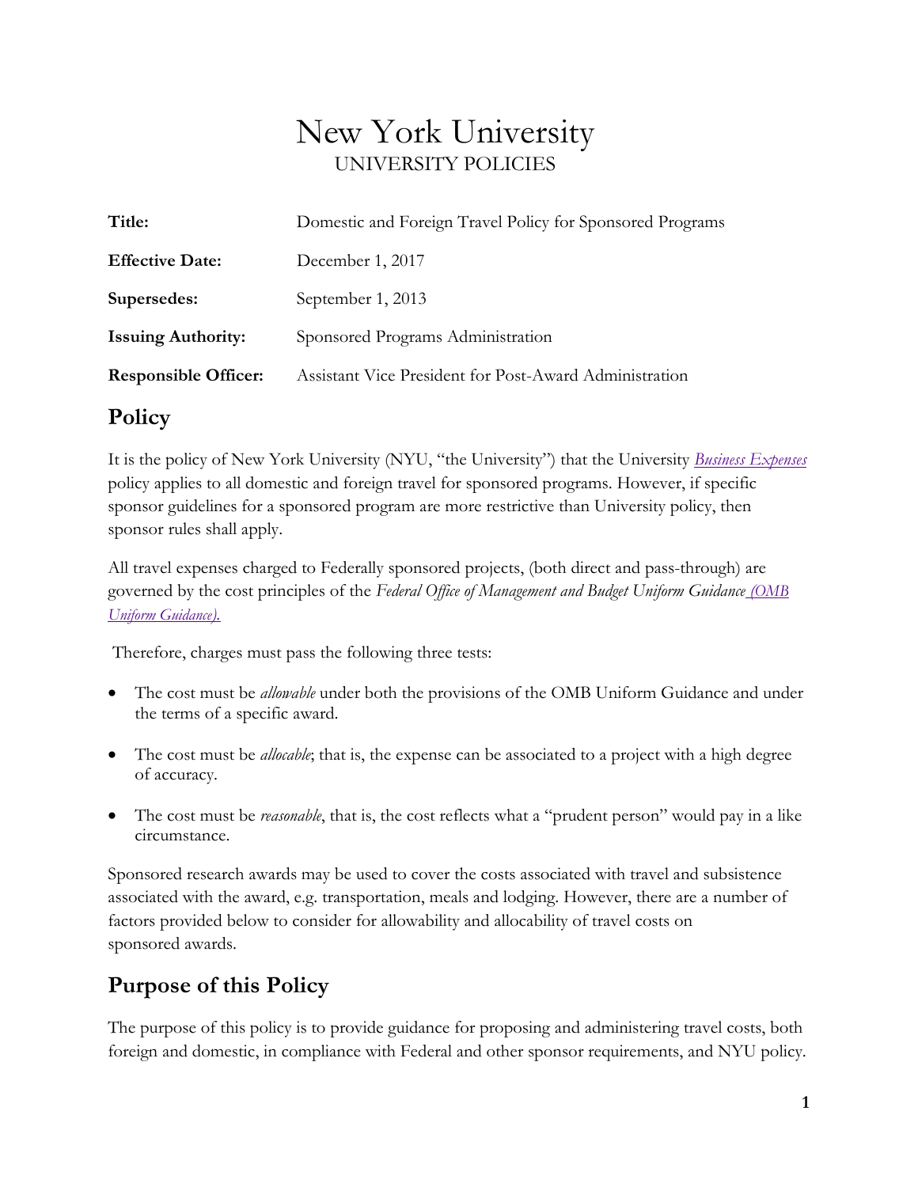# New York University

UNIVERSITY POLICIES

| | |
|---|---|
| **Title:** | Domestic and Foreign Travel Policy for Sponsored Programs |
| **Effective Date:** | December 1, 2017 |
| **Supersedes:** | September 1, 2013 |
| **Issuing Authority:** | Sponsored Programs Administration |
| **Responsible Officer:** | Assistant Vice President for Post-Award Administration |

## Policy

It is the policy of New York University (NYU, "the University") that the University *Business Expenses* policy applies to all domestic and foreign travel for sponsored programs. However, if specific sponsor guidelines for a sponsored program are more restrictive than University policy, then sponsor rules shall apply.

All travel expenses charged to Federally sponsored projects, (both direct and pass-through) are governed by the cost principles of the *Federal Office of Management and Budget Uniform Guidance (OMB Uniform Guidance).*

Therefore, charges must pass the following three tests:

- The cost must be *allowable* under both the provisions of the OMB Uniform Guidance and under the terms of a specific award.
- The cost must be *allocable*; that is, the expense can be associated to a project with a high degree of accuracy.
- The cost must be *reasonable*, that is, the cost reflects what a "prudent person" would pay in a like circumstance.

Sponsored research awards may be used to cover the costs associated with travel and subsistence associated with the award, e.g. transportation, meals and lodging. However, there are a number of factors provided below to consider for allowability and allocability of travel costs on sponsored awards.

## Purpose of this Policy

The purpose of this policy is to provide guidance for proposing and administering travel costs, both foreign and domestic, in compliance with Federal and other sponsor requirements, and NYU policy.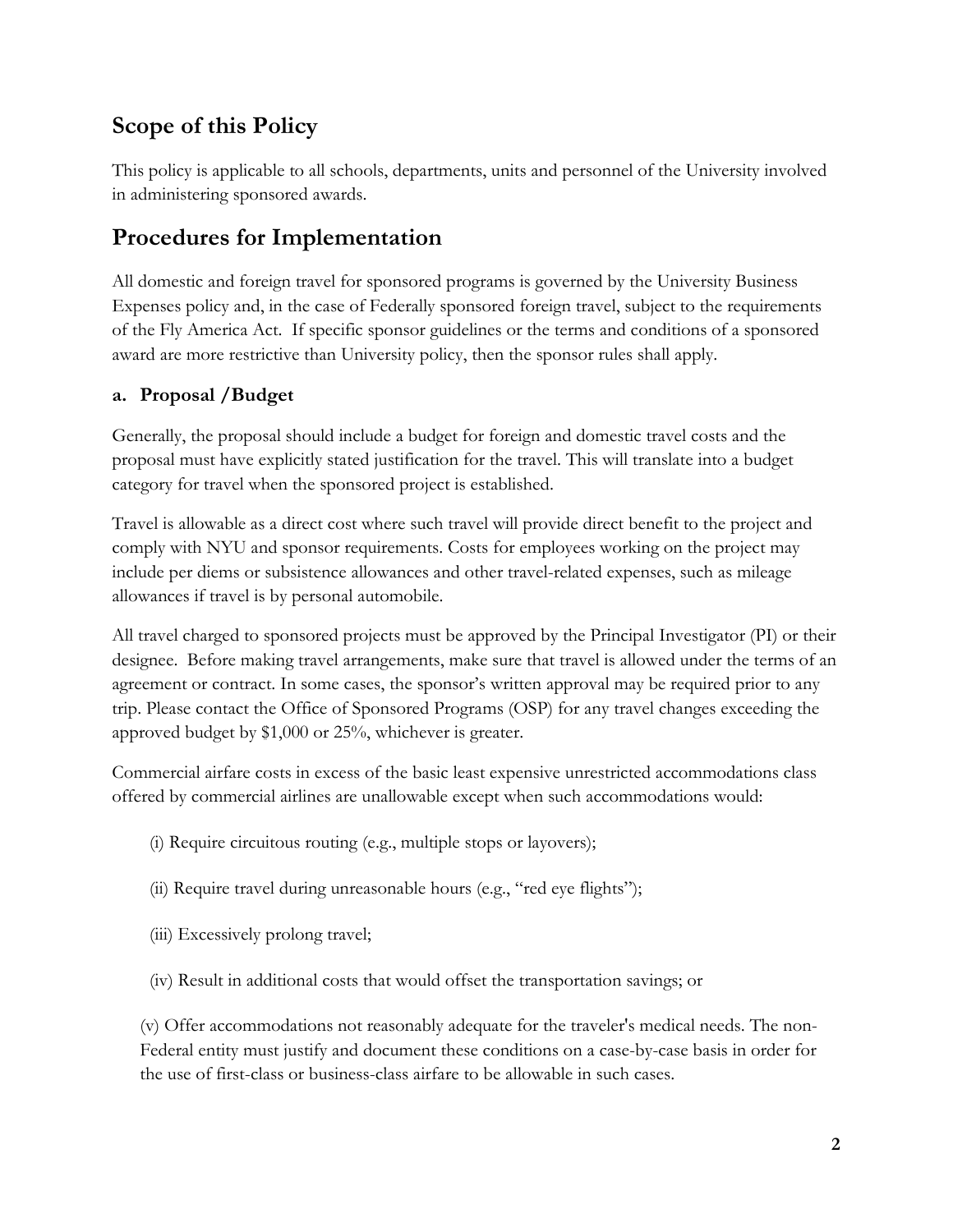## Scope of this Policy

This policy is applicable to all schools, departments, units and personnel of the University involved in administering sponsored awards.

## Procedures for Implementation

All domestic and foreign travel for sponsored programs is governed by the University Business Expenses policy and, in the case of Federally sponsored foreign travel, subject to the requirements of the Fly America Act. If specific sponsor guidelines or the terms and conditions of a sponsored award are more restrictive than University policy, then the sponsor rules shall apply.

### a. Proposal /Budget

Generally, the proposal should include a budget for foreign and domestic travel costs and the proposal must have explicitly stated justification for the travel. This will translate into a budget category for travel when the sponsored project is established.

Travel is allowable as a direct cost where such travel will provide direct benefit to the project and comply with NYU and sponsor requirements. Costs for employees working on the project may include per diems or subsistence allowances and other travel-related expenses, such as mileage allowances if travel is by personal automobile.

All travel charged to sponsored projects must be approved by the Principal Investigator (PI) or their designee. Before making travel arrangements, make sure that travel is allowed under the terms of an agreement or contract. In some cases, the sponsor's written approval may be required prior to any trip. Please contact the Office of Sponsored Programs (OSP) for any travel changes exceeding the approved budget by $1,000 or 25%, whichever is greater.

Commercial airfare costs in excess of the basic least expensive unrestricted accommodations class offered by commercial airlines are unallowable except when such accommodations would:

(i) Require circuitous routing (e.g., multiple stops or layovers);

(ii) Require travel during unreasonable hours (e.g., "red eye flights");

(iii) Excessively prolong travel;

(iv) Result in additional costs that would offset the transportation savings; or

(v) Offer accommodations not reasonably adequate for the traveler's medical needs. The non-Federal entity must justify and document these conditions on a case-by-case basis in order for the use of first-class or business-class airfare to be allowable in such cases.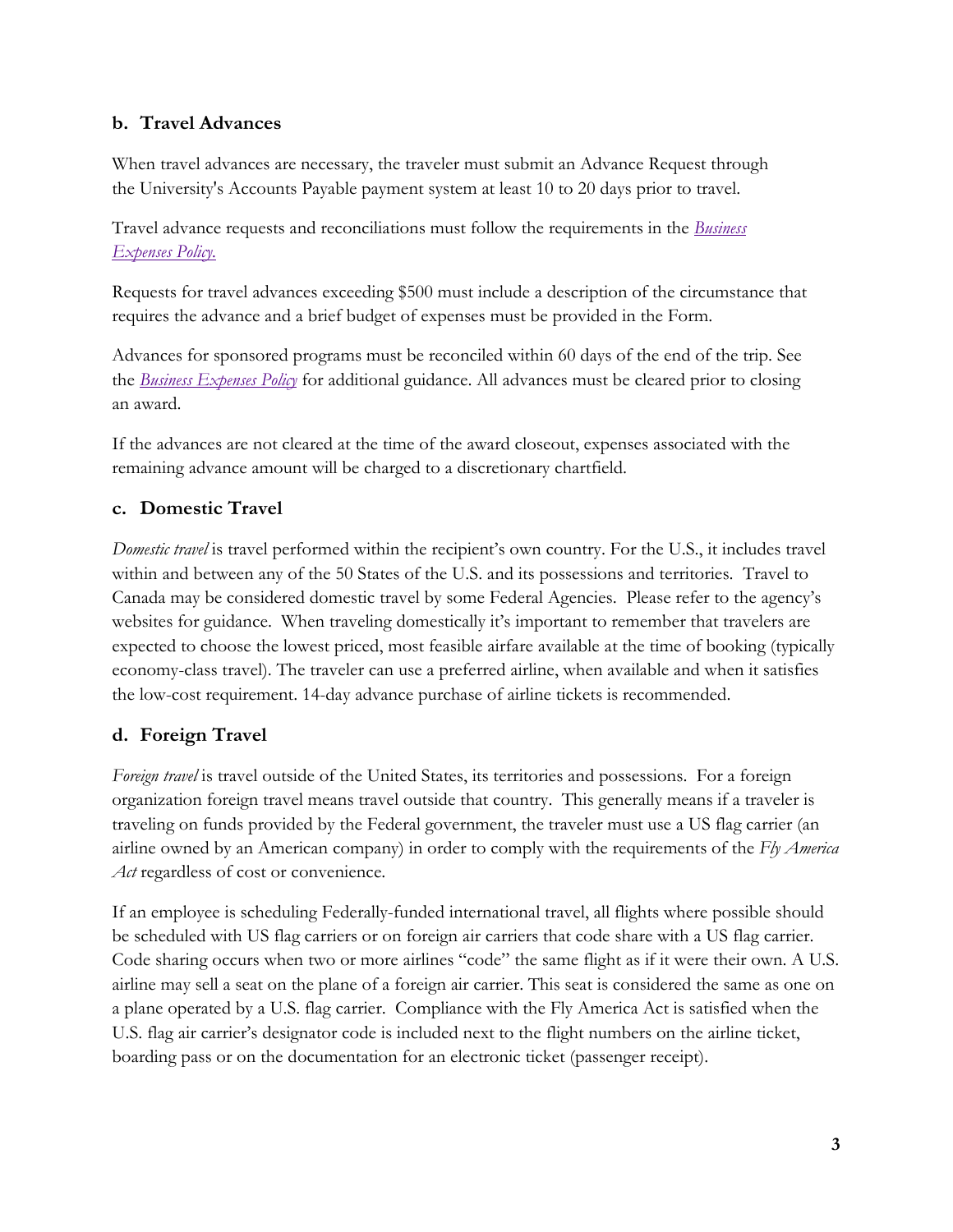### b. Travel Advances

When travel advances are necessary, the traveler must submit an Advance Request through the University's Accounts Payable payment system at least 10 to 20 days prior to travel.

Travel advance requests and reconciliations must follow the requirements in the *Business Expenses Policy.*

Requests for travel advances exceeding $500 must include a description of the circumstance that requires the advance and a brief budget of expenses must be provided in the Form.

Advances for sponsored programs must be reconciled within 60 days of the end of the trip. See the *Business Expenses Policy* for additional guidance. All advances must be cleared prior to closing an award.

If the advances are not cleared at the time of the award closeout, expenses associated with the remaining advance amount will be charged to a discretionary chartfield.

### c. Domestic Travel

*Domestic travel* is travel performed within the recipient's own country. For the U.S., it includes travel within and between any of the 50 States of the U.S. and its possessions and territories. Travel to Canada may be considered domestic travel by some Federal Agencies. Please refer to the agency's websites for guidance. When traveling domestically it's important to remember that travelers are expected to choose the lowest priced, most feasible airfare available at the time of booking (typically economy-class travel). The traveler can use a preferred airline, when available and when it satisfies the low-cost requirement. 14-day advance purchase of airline tickets is recommended.

### d. Foreign Travel

*Foreign travel* is travel outside of the United States, its territories and possessions. For a foreign organization foreign travel means travel outside that country. This generally means if a traveler is traveling on funds provided by the Federal government, the traveler must use a US flag carrier (an airline owned by an American company) in order to comply with the requirements of the *Fly America Act* regardless of cost or convenience.

If an employee is scheduling Federally-funded international travel, all flights where possible should be scheduled with US flag carriers or on foreign air carriers that code share with a US flag carrier. Code sharing occurs when two or more airlines "code" the same flight as if it were their own. A U.S. airline may sell a seat on the plane of a foreign air carrier. This seat is considered the same as one on a plane operated by a U.S. flag carrier. Compliance with the Fly America Act is satisfied when the U.S. flag air carrier's designator code is included next to the flight numbers on the airline ticket, boarding pass or on the documentation for an electronic ticket (passenger receipt).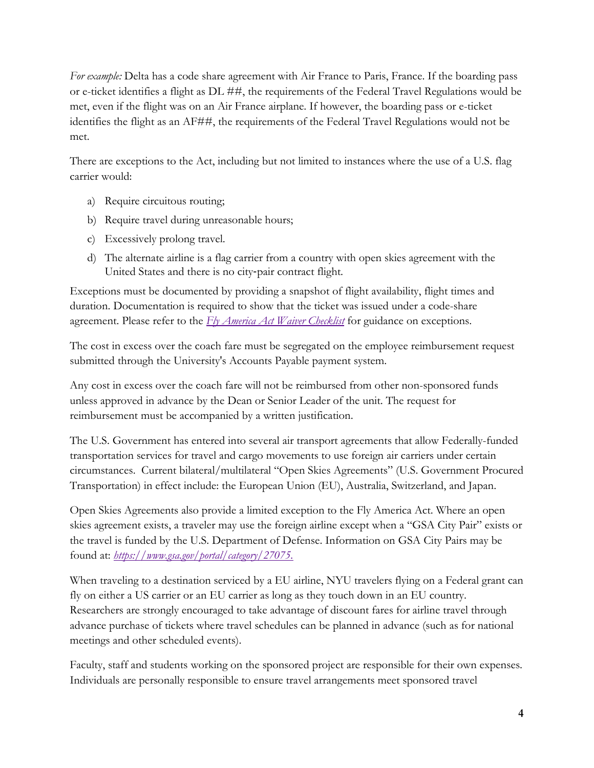*For example:* Delta has a code share agreement with Air France to Paris, France. If the boarding pass or e-ticket identifies a flight as DL ##, the requirements of the Federal Travel Regulations would be met, even if the flight was on an Air France airplane. If however, the boarding pass or e-ticket identifies the flight as an AF##, the requirements of the Federal Travel Regulations would not be met.

There are exceptions to the Act, including but not limited to instances where the use of a U.S. flag carrier would:

a) Require circuitous routing;
b) Require travel during unreasonable hours;
c) Excessively prolong travel.
d) The alternate airline is a flag carrier from a country with open skies agreement with the United States and there is no city-pair contract flight.

Exceptions must be documented by providing a snapshot of flight availability, flight times and duration. Documentation is required to show that the ticket was issued under a code-share agreement. Please refer to the *Fly America Act Waiver Checklist* for guidance on exceptions.

The cost in excess over the coach fare must be segregated on the employee reimbursement request submitted through the University's Accounts Payable payment system.

Any cost in excess over the coach fare will not be reimbursed from other non-sponsored funds unless approved in advance by the Dean or Senior Leader of the unit. The request for reimbursement must be accompanied by a written justification.

The U.S. Government has entered into several air transport agreements that allow Federally-funded transportation services for travel and cargo movements to use foreign air carriers under certain circumstances. Current bilateral/multilateral "Open Skies Agreements" (U.S. Government Procured Transportation) in effect include: the European Union (EU), Australia, Switzerland, and Japan.

Open Skies Agreements also provide a limited exception to the Fly America Act. Where an open skies agreement exists, a traveler may use the foreign airline except when a "GSA City Pair" exists or the travel is funded by the U.S. Department of Defense. Information on GSA City Pairs may be found at: *https://www.gsa.gov/portal/category/27075.*

When traveling to a destination serviced by a EU airline, NYU travelers flying on a Federal grant can fly on either a US carrier or an EU carrier as long as they touch down in an EU country. Researchers are strongly encouraged to take advantage of discount fares for airline travel through advance purchase of tickets where travel schedules can be planned in advance (such as for national meetings and other scheduled events).

Faculty, staff and students working on the sponsored project are responsible for their own expenses. Individuals are personally responsible to ensure travel arrangements meet sponsored travel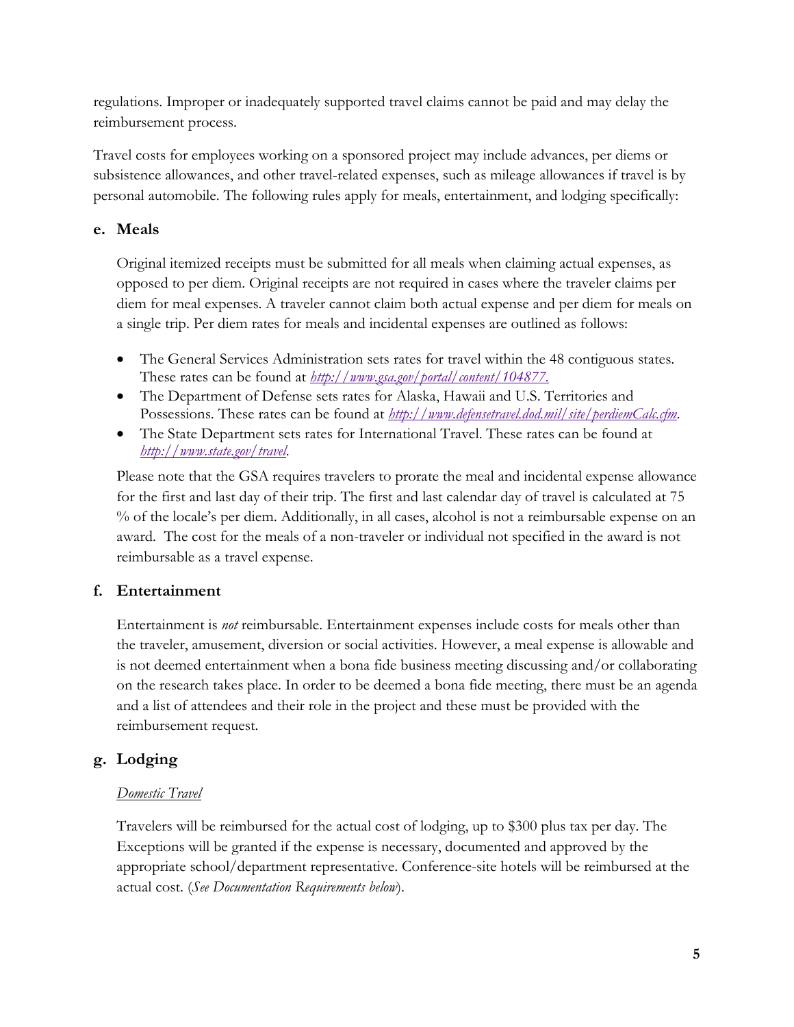regulations. Improper or inadequately supported travel claims cannot be paid and may delay the reimbursement process.

Travel costs for employees working on a sponsored project may include advances, per diems or subsistence allowances, and other travel-related expenses, such as mileage allowances if travel is by personal automobile. The following rules apply for meals, entertainment, and lodging specifically:

### e. Meals

Original itemized receipts must be submitted for all meals when claiming actual expenses, as opposed to per diem. Original receipts are not required in cases where the traveler claims per diem for meal expenses. A traveler cannot claim both actual expense and per diem for meals on a single trip. Per diem rates for meals and incidental expenses are outlined as follows:

- The General Services Administration sets rates for travel within the 48 contiguous states. These rates can be found at *http://www.gsa.gov/portal/content/104877.*
- The Department of Defense sets rates for Alaska, Hawaii and U.S. Territories and Possessions. These rates can be found at *http://www.defensetravel.dod.mil/site/perdiemCalc.cfm*.
- The State Department sets rates for International Travel. These rates can be found at *http://www.state.gov/travel*.

Please note that the GSA requires travelers to prorate the meal and incidental expense allowance for the first and last day of their trip. The first and last calendar day of travel is calculated at 75 % of the locale's per diem. Additionally, in all cases, alcohol is not a reimbursable expense on an award. The cost for the meals of a non-traveler or individual not specified in the award is not reimbursable as a travel expense.

### f. Entertainment

Entertainment is *not* reimbursable. Entertainment expenses include costs for meals other than the traveler, amusement, diversion or social activities. However, a meal expense is allowable and is not deemed entertainment when a bona fide business meeting discussing and/or collaborating on the research takes place. In order to be deemed a bona fide meeting, there must be an agenda and a list of attendees and their role in the project and these must be provided with the reimbursement request.

### g. Lodging

*Domestic Travel*

Travelers will be reimbursed for the actual cost of lodging, up to $300 plus tax per day. The Exceptions will be granted if the expense is necessary, documented and approved by the appropriate school/department representative. Conference-site hotels will be reimbursed at the actual cost. (*See Documentation Requirements below*).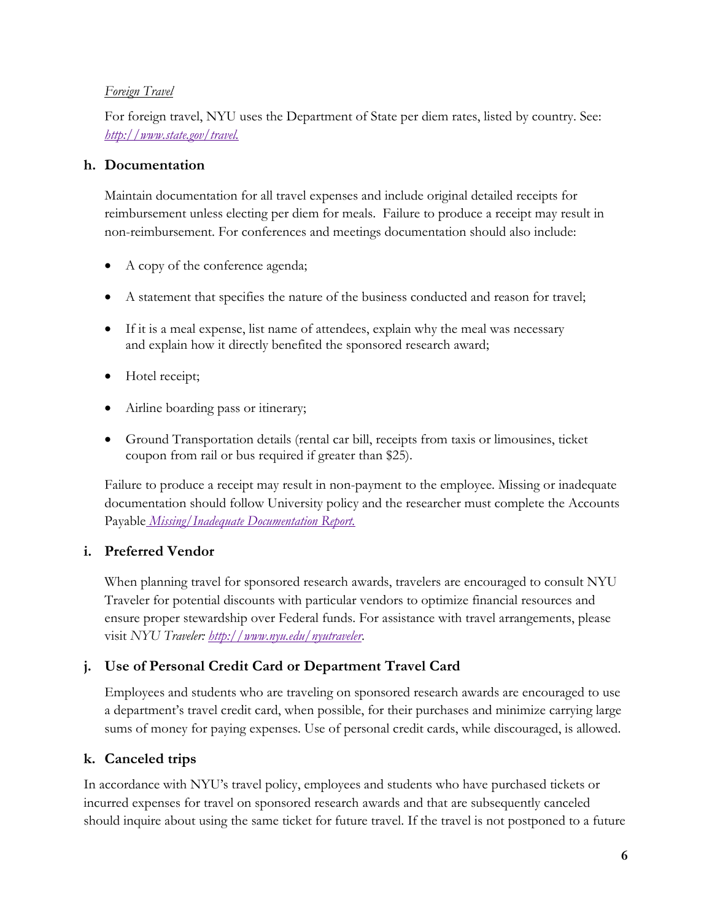*Foreign Travel*

For foreign travel, NYU uses the Department of State per diem rates, listed by country. See: *http://www.state.gov/travel.*

### h. Documentation

Maintain documentation for all travel expenses and include original detailed receipts for reimbursement unless electing per diem for meals. Failure to produce a receipt may result in non-reimbursement. For conferences and meetings documentation should also include:

- A copy of the conference agenda;
- A statement that specifies the nature of the business conducted and reason for travel;
- If it is a meal expense, list name of attendees, explain why the meal was necessary and explain how it directly benefited the sponsored research award;
- Hotel receipt;
- Airline boarding pass or itinerary;
- Ground Transportation details (rental car bill, receipts from taxis or limousines, ticket coupon from rail or bus required if greater than $25).

Failure to produce a receipt may result in non-payment to the employee. Missing or inadequate documentation should follow University policy and the researcher must complete the Accounts Payable *Missing/Inadequate Documentation Report.*

### i. Preferred Vendor

When planning travel for sponsored research awards, travelers are encouraged to consult NYU Traveler for potential discounts with particular vendors to optimize financial resources and ensure proper stewardship over Federal funds. For assistance with travel arrangements, please visit *NYU Traveler: http://www.nyu.edu/nyutraveler*.

### j. Use of Personal Credit Card or Department Travel Card

Employees and students who are traveling on sponsored research awards are encouraged to use a department's travel credit card, when possible, for their purchases and minimize carrying large sums of money for paying expenses. Use of personal credit cards, while discouraged, is allowed.

### k. Canceled trips

In accordance with NYU's travel policy, employees and students who have purchased tickets or incurred expenses for travel on sponsored research awards and that are subsequently canceled should inquire about using the same ticket for future travel. If the travel is not postponed to a future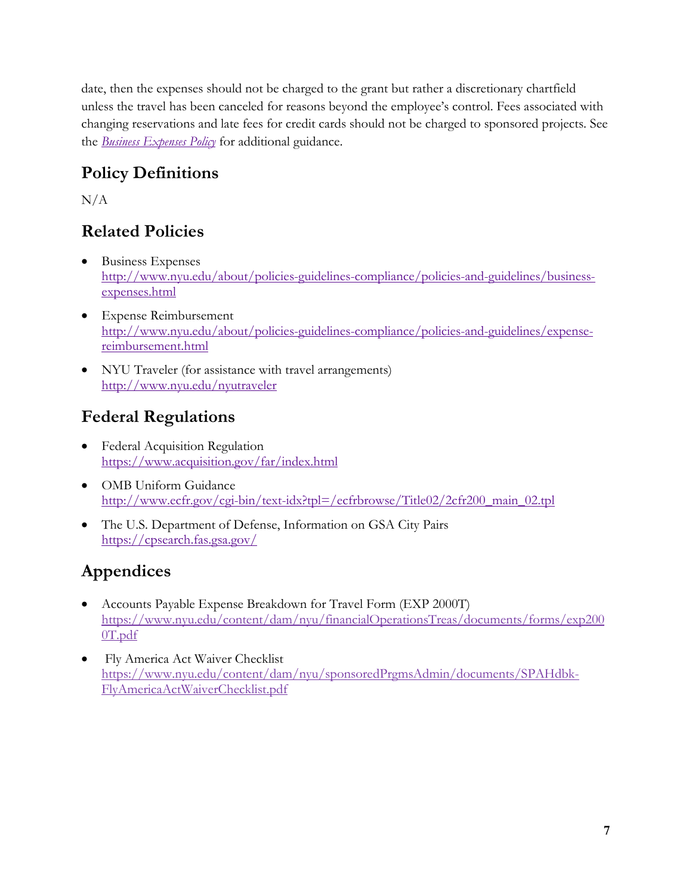date, then the expenses should not be charged to the grant but rather a discretionary chartfield unless the travel has been canceled for reasons beyond the employee's control. Fees associated with changing reservations and late fees for credit cards should not be charged to sponsored projects. See the *Business Expenses Policy* for additional guidance.

## Policy Definitions

N/A

## Related Policies

- Business Expenses
  http://www.nyu.edu/about/policies-guidelines-compliance/policies-and-guidelines/business-expenses.html
- Expense Reimbursement
  http://www.nyu.edu/about/policies-guidelines-compliance/policies-and-guidelines/expense-reimbursement.html
- NYU Traveler (for assistance with travel arrangements)
  http://www.nyu.edu/nyutraveler

## Federal Regulations

- Federal Acquisition Regulation
  https://www.acquisition.gov/far/index.html
- OMB Uniform Guidance
  http://www.ecfr.gov/cgi-bin/text-idx?tpl=/ecfrbrowse/Title02/2cfr200_main_02.tpl
- The U.S. Department of Defense, Information on GSA City Pairs
  https://cpsearch.fas.gsa.gov/

## Appendices

- Accounts Payable Expense Breakdown for Travel Form (EXP 2000T)
  https://www.nyu.edu/content/dam/nyu/financialOperationsTreas/documents/forms/exp2000T.pdf
- Fly America Act Waiver Checklist
  https://www.nyu.edu/content/dam/nyu/sponsoredPrgmsAdmin/documents/SPAHdbk-FlyAmericaActWaiverChecklist.pdf